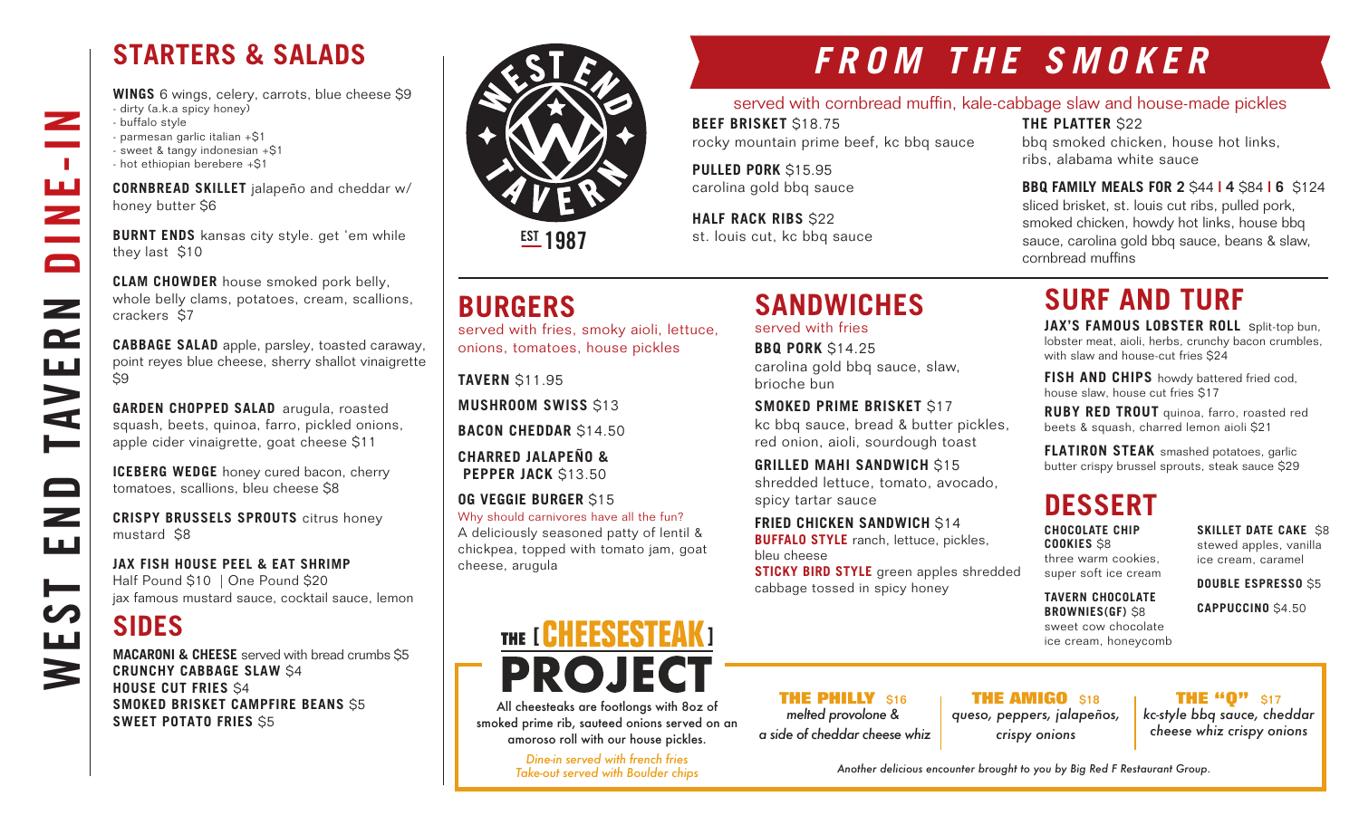# WEST END TAVERN DINE-IN

## STARTERS & SALADS

**WINGS** 6 wings, celery, carrots, blue cheese $9
- dirty (a.k.a spicy honey)
- buffalo style
- parmesan garlic italian +$1
- sweet & tangy indonesian +$1
- hot ethiopian berebere +$1

**CORNBREAD SKILLET** jalapeño and cheddar w/ honey butter $6

**BURNT ENDS** kansas city style. get 'em while they last $10

**CLAM CHOWDER** house smoked pork belly, whole belly clams, potatoes, cream, scallions, crackers $7

**CABBAGE SALAD** apple, parsley, toasted caraway, point reyes blue cheese, sherry shallot vinaigrette $9

**GARDEN CHOPPED SALAD** arugula, roasted squash, beets, quinoa, farro, pickled onions, apple cider vinaigrette, goat cheese $11

**ICEBERG WEDGE** honey cured bacon, cherry tomatoes, scallions, bleu cheese $8

**CRISPY BRUSSELS SPROUTS** citrus honey mustard $8

**JAX FISH HOUSE PEEL & EAT SHRIMP**
Half Pound $10 | One Pound $20
jax famous mustard sauce, cocktail sauce, lemon

## SIDES

**MACARONI & CHEESE** served with bread crumbs $5
**CRUNCHY CABBAGE SLAW** $4
**HOUSE CUT FRIES** $4
**SMOKED BRISKET CAMPFIRE BEANS** $5
**SWEET POTATO FRIES** $5

WEST END TAVERN
EST 1987

## FROM THE SMOKER

served with cornbread muffin, kale-cabbage slaw and house-made pickles

**BEEF BRISKET** $18.75
rocky mountain prime beef, kc bbq sauce

**PULLED PORK** $15.95
carolina gold bbq sauce

**HALF RACK RIBS** $22
st. louis cut, kc bbq sauce

**THE PLATTER** $22
bbq smoked chicken, house hot links, ribs, alabama white sauce

**BBQ FAMILY MEALS FOR 2** $44 | **4** $84 | **6** $124
sliced brisket, st. louis cut ribs, pulled pork, smoked chicken, howdy hot links, house bbq sauce, carolina gold bbq sauce, beans & slaw, cornbread muffins

## BURGERS

served with fries, smoky aioli, lettuce, onions, tomatoes, house pickles

**TAVERN** $11.95

**MUSHROOM SWISS** $13

**BACON CHEDDAR** $14.50

**CHARRED JALAPEÑO & PEPPER JACK** $13.50

**OG VEGGIE BURGER** $15
Why should carnivores have all the fun?
A deliciously seasoned patty of lentil & chickpea, topped with tomato jam, goat cheese, arugula

## SANDWICHES

served with fries

**BBQ PORK** $14.25
carolina gold bbq sauce, slaw, brioche bun

**SMOKED PRIME BRISKET** $17
kc bbq sauce, bread & butter pickles, red onion, aioli, sourdough toast

**GRILLED MAHI SANDWICH** $15
shredded lettuce, tomato, avocado, spicy tartar sauce

**FRIED CHICKEN SANDWICH** $14
**BUFFALO STYLE** ranch, lettuce, pickles, bleu cheese
**STICKY BIRD STYLE** green apples shredded cabbage tossed in spicy honey

## SURF AND TURF

**JAX'S FAMOUS LOBSTER ROLL** Split-top bun, lobster meat, aioli, herbs, crunchy bacon crumbles, with slaw and house-cut fries $24

**FISH AND CHIPS** howdy battered fried cod, house slaw, house cut fries $17

**RUBY RED TROUT** quinoa, farro, roasted red beets & squash, charred lemon aioli $21

**FLATIRON STEAK** smashed potatoes, garlic butter crispy brussel sprouts, steak sauce $29

## DESSERT

**CHOCOLATE CHIP COOKIES** $8
three warm cookies, super soft ice cream

**TAVERN CHOCOLATE BROWNIES(GF)** $8
sweet cow chocolate ice cream, honeycomb

**SKILLET DATE CAKE** $8
stewed apples, vanilla ice cream, caramel

**DOUBLE ESPRESSO** $5

**CAPPUCCINO** $4.50

## THE [ CHEESESTEAK ] PROJECT

All cheesesteaks are footlongs with 8oz of smoked prime rib, sauteed onions served on an amoroso roll with our house pickles.

*Dine-in served with french fries*
*Take-out served with Boulder chips*

**THE PHILLY** $16
*melted provolone & a side of cheddar cheese whiz*

**THE AMIGO** $18
*queso, peppers, jalapeños, crispy onions*

**THE "Q"** $17
*kc-style bbq sauce, cheddar cheese whiz crispy onions*

*Another delicious encounter brought to you by Big Red F Restaurant Group.*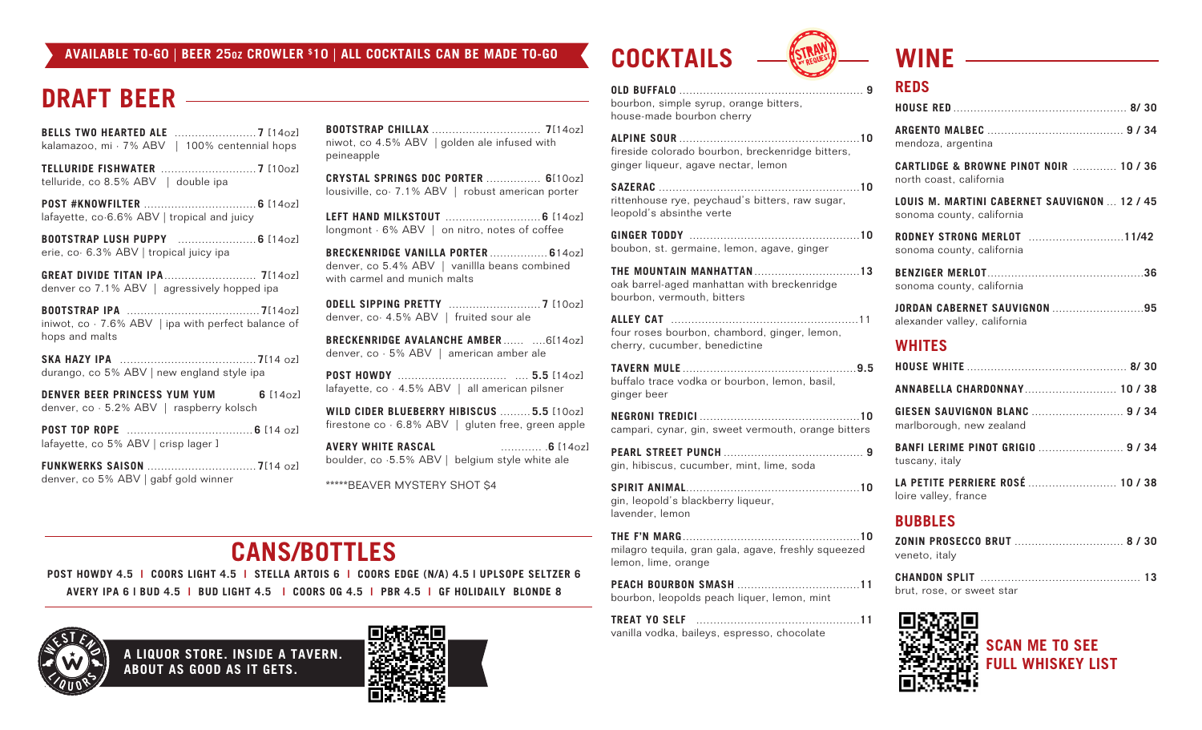**AVAILABLE TO-GO | BEER 25oz CROWLER $10 | ALL COCKTAILS CAN BE MADE TO-GO**

# DRAFT BEER

**BELLS TWO HEARTED ALE** ........................ 7 [14oz]
kalamazoo, mi · 7% ABV | 100% centennial hops

**TELLURIDE FISHWATER** ............................ 7 [10oz]
telluride, co 8.5% ABV | double ipa

**POST #KNOWFILTER** ................................ 6 [14oz]
lafayette, co·6.6% ABV | tropical and juicy

**BOOTSTRAP LUSH PUPPY** ....................... 6 [14oz]
erie, co· 6.3% ABV | tropical juicy ipa

**GREAT DIVIDE TITAN IPA** .......................... 7[14oz]
denver co 7.1% ABV | agressively hopped ipa

**BOOTSTRAP IPA** ...................................... 7[14oz]
iniwot, co · 7.6% ABV | ipa with perfect balance of hops and malts

**SKA HAZY IPA** ........................................ 7[14 oz]
durango, co 5% ABV | new england style ipa

**DENVER BEER PRINCESS YUM YUM** 6 [14oz]
denver, co · 5.2% ABV | raspberry kolsch

**POST TOP ROPE** .................................... 6 [14 oz]
lafayette, co 5% ABV | crisp lager ]

**FUNKWERKS SAISON** ................................ 7[14 oz]
denver, co 5% ABV | gabf gold winner

**BOOTSTRAP CHILLAX** ................................ 7[14oz]
niwot, co 4.5% ABV | golden ale infused with peineapple

**CRYSTAL SPRINGS DOC PORTER** ................ 6[10oz]
lousiville, co· 7.1% ABV | robust american porter

**LEFT HAND MILKSTOUT** ............................ 6 [14oz]
longmont · 6% ABV | on nitro, notes of coffee

**BRECKENRIDGE VANILLA PORTER** ................ 6[14oz]
denver, co 5.4% ABV | vanillla beans combined with carmel and munich malts

**ODELL SIPPING PRETTY** .......................... 7 [10oz]
denver, co· 4.5% ABV | fruited sour ale

**BRECKENRIDGE AVALANCHE AMBER** ...... ....6[14oz]
denver, co · 5% ABV | american amber ale

**POST HOWDY** ................................ .... 5.5 [14oz]
lafayette, co · 4.5% ABV | all american pilsner

**WILD CIDER BLUEBERRY HIBISCUS** ......... 5.5 [10oz]
firestone co · 6.8% ABV | gluten free, green apple

**AVERY WHITE RASCAL** ............ .6 [14oz]
boulder, co ·5.5% ABV | belgium style white ale

*****BEAVER MYSTERY SHOT $4

# CANS/BOTTLES

POST HOWDY 4.5 | COORS LIGHT 4.5 | STELLA ARTOIS 6 | COORS EDGE (N/A) 4.5 | UPLSOPE SELTZER 6
AVERY IPA 6 | BUD 4.5 | BUD LIGHT 4.5 | COORS OG 4.5 | PBR 4.5 | GF HOLIDAILY BLONDE 8

WEST END LIQUORS

**A LIQUOR STORE. INSIDE A TAVERN. ABOUT AS GOOD AS IT GETS.**

# COCKTAILS

STRAW BY REQUEST

**OLD BUFFALO** ........................................ 9
bourbon, simple syrup, orange bitters, house-made bourbon cherry

**ALPINE SOUR** ........................................ 10
fireside colorado bourbon, breckenridge bitters, ginger liqueur, agave nectar, lemon

**SAZERAC** ............................................... 10
rittenhouse rye, peychaud's bitters, raw sugar, leopold's absinthe verte

**GINGER TODDY** ...................................... 10
bouhon, st. germaine, lemon, agave, ginger

**THE MOUNTAIN MANHATTAN** ...................... 13
oak barrel-aged manhattan with breckenridge bourbon, vermouth, bitters

**ALLEY CAT** ............................................ 11
four roses bourbon, chambord, ginger, lemon, cherry, cucumber, benedictine

**TAVERN MULE** ........................................ 9.5
buffalo trace vodka or bourbon, lemon, basil, ginger beer

**NEGRONI TREDICI** .................................. 10
campari, cynar, gin, sweet vermouth, orange bitters

**PEARL STREET PUNCH** .............................. 9
gin, hibiscus, cucumber, mint, lime, soda

**SPIRIT ANIMAL** ...................................... 10
gin, leopold's blackberry liqueur, lavender, lemon

**THE F'N MARG** ....................................... 10
milagro tequila, gran gala, agave, freshly squeezed lemon, lime, orange

**PEACH BOURBON SMASH** ........................... 11
bourbon, leopolds peach liquer, lemon, mint

**TREAT YO SELF** ..................................... 11
vanilla vodka, baileys, espresso, chocolate

# WINE

## REDS

**HOUSE RED** ............................................ 8/ 30

**ARGENTO MALBEC** ................................... 9 / 34
mendoza, argentina

**CARTLIDGE & BROWNE PINOT NOIR** ............ 10 / 36
north coast, california

**LOUIS M. MARTINI CABERNET SAUVIGNON** ... 12 / 45
sonoma county, california

**RODNEY STRONG MERLOT** ........................... 11/42
sonoma county, california

**BENZIGER MERLOT** ...................................... 36
sonoma county, california

**JORDAN CABERNET SAUVIGNON** ...................... 95
alexander valley, california

## WHITES

**HOUSE WHITE** ......................................... 8/ 30

**ANNABELLA CHARDONNAY** ........................... 10 / 38

**GIESEN SAUVIGNON BLANC** ......................... 9 / 34
marlborough, new zealand

**BANFI LERIME PINOT GRIGIO** ....................... 9 / 34
tuscany, italy

**LA PETITE PERRIERE ROSÉ** ......................... 10 / 38
loire valley, france

## BUBBLES

**ZONIN PROSECCO BRUT** ............................. 8 / 30
veneto, italy

**CHANDON SPLIT** ........................................ 13
brut, rose, or sweet star

**SCAN ME TO SEE FULL WHISKEY LIST**